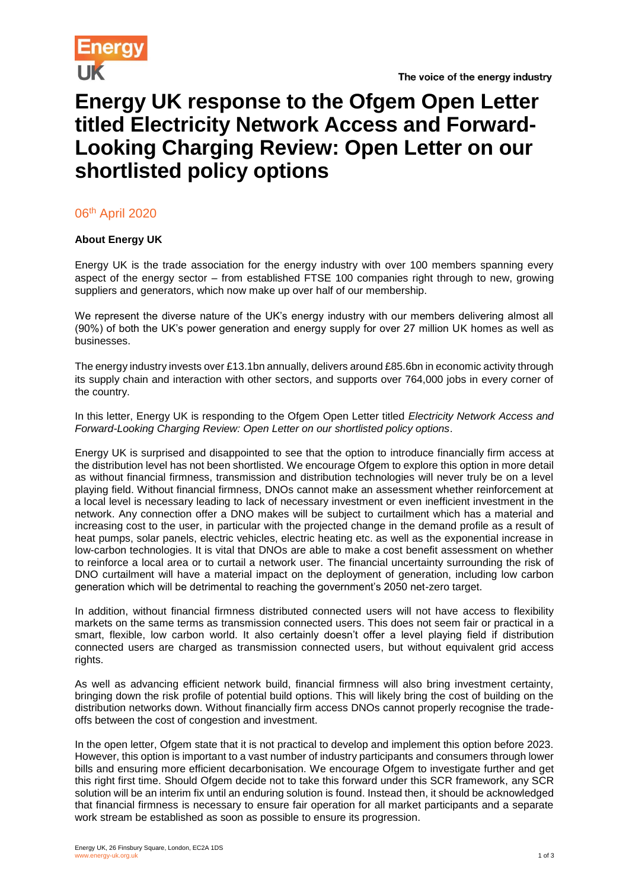# Energy UK response to the Ofgem Open Letter titled Electricity Network Access and Forward-Looking Charging Review: Open Letter on our shortlisted policy options

06th April 2020

**About Energy UK**

Energy UK is the trade association for the energy industry with over 100 members spanning every aspect of the energy sector – from established FTSE 100 companies right through to new, growing suppliers and generators, which now make up over half of our membership.

We represent the diverse nature of the UK's energy industry with our members delivering almost all (90%) of both the UK's power generation and energy supply for over 27 million UK homes as well as businesses.

The energy industry invests over £13.1bn annually, delivers around £85.6bn in economic activity through its supply chain and interaction with other sectors, and supports over 764,000 jobs in every corner of the country.

In this letter, Energy UK is responding to the Ofgem Open Letter titled *Electricity Network Access and Forward-Looking Charging Review: Open Letter on our shortlisted policy options*.

Energy UK is surprised and disappointed to see that the option to introduce financially firm access at the distribution level has not been shortlisted. We encourage Ofgem to explore this option in more detail as without financial firmness, transmission and distribution technologies will never truly be on a level playing field. Without financial firmness, DNOs cannot make an assessment whether reinforcement at a local level is necessary leading to lack of necessary investment or even inefficient investment in the network. Any connection offer a DNO makes will be subject to curtailment which has a material and increasing cost to the user, in particular with the projected change in the demand profile as a result of heat pumps, solar panels, electric vehicles, electric heating etc. as well as the exponential increase in low-carbon technologies. It is vital that DNOs are able to make a cost benefit assessment on whether to reinforce a local area or to curtail a network user. The financial uncertainty surrounding the risk of DNO curtailment will have a material impact on the deployment of generation, including low carbon generation which will be detrimental to reaching the government's 2050 net-zero target.

In addition, without financial firmness distributed connected users will not have access to flexibility markets on the same terms as transmission connected users. This does not seem fair or practical in a smart, flexible, low carbon world. It also certainly doesn't offer a level playing field if distribution connected users are charged as transmission connected users, but without equivalent grid access rights.

As well as advancing efficient network build, financial firmness will also bring investment certainty, bringing down the risk profile of potential build options. This will likely bring the cost of building on the distribution networks down. Without financially firm access DNOs cannot properly recognise the trade-offs between the cost of congestion and investment.

In the open letter, Ofgem state that it is not practical to develop and implement this option before 2023. However, this option is important to a vast number of industry participants and consumers through lower bills and ensuring more efficient decarbonisation. We encourage Ofgem to investigate further and get this right first time. Should Ofgem decide not to take this forward under this SCR framework, any SCR solution will be an interim fix until an enduring solution is found. Instead then, it should be acknowledged that financial firmness is necessary to ensure fair operation for all market participants and a separate work stream be established as soon as possible to ensure its progression.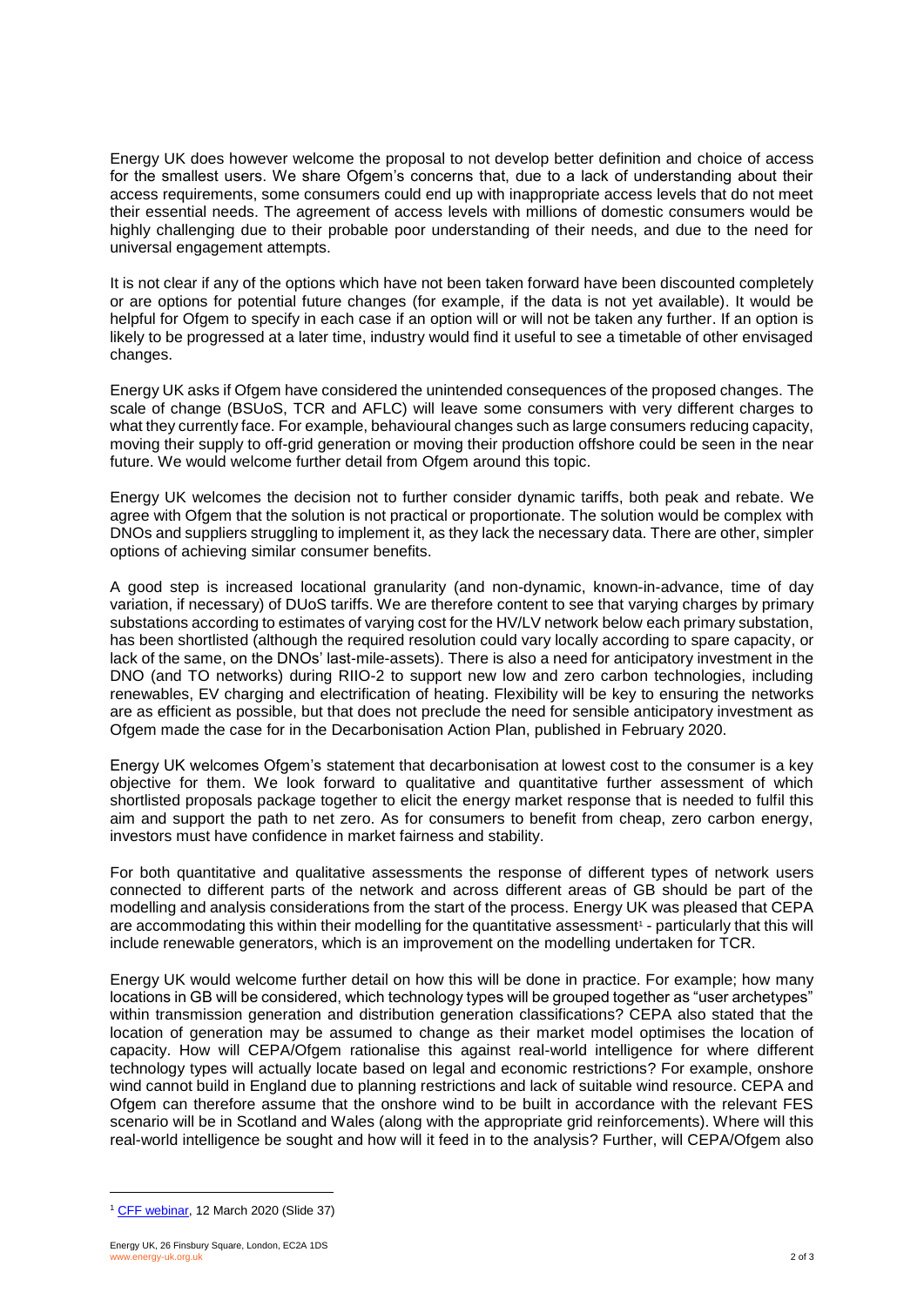Energy UK does however welcome the proposal to not develop better definition and choice of access for the smallest users. We share Ofgem's concerns that, due to a lack of understanding about their access requirements, some consumers could end up with inappropriate access levels that do not meet their essential needs. The agreement of access levels with millions of domestic consumers would be highly challenging due to their probable poor understanding of their needs, and due to the need for universal engagement attempts.

It is not clear if any of the options which have not been taken forward have been discounted completely or are options for potential future changes (for example, if the data is not yet available). It would be helpful for Ofgem to specify in each case if an option will or will not be taken any further. If an option is likely to be progressed at a later time, industry would find it useful to see a timetable of other envisaged changes.

Energy UK asks if Ofgem have considered the unintended consequences of the proposed changes. The scale of change (BSUoS, TCR and AFLC) will leave some consumers with very different charges to what they currently face. For example, behavioural changes such as large consumers reducing capacity, moving their supply to off-grid generation or moving their production offshore could be seen in the near future. We would welcome further detail from Ofgem around this topic.

Energy UK welcomes the decision not to further consider dynamic tariffs, both peak and rebate. We agree with Ofgem that the solution is not practical or proportionate. The solution would be complex with DNOs and suppliers struggling to implement it, as they lack the necessary data. There are other, simpler options of achieving similar consumer benefits.

A good step is increased locational granularity (and non-dynamic, known-in-advance, time of day variation, if necessary) of DUoS tariffs. We are therefore content to see that varying charges by primary substations according to estimates of varying cost for the HV/LV network below each primary substation, has been shortlisted (although the required resolution could vary locally according to spare capacity, or lack of the same, on the DNOs' last-mile-assets). There is also a need for anticipatory investment in the DNO (and TO networks) during RIIO-2 to support new low and zero carbon technologies, including renewables, EV charging and electrification of heating. Flexibility will be key to ensuring the networks are as efficient as possible, but that does not preclude the need for sensible anticipatory investment as Ofgem made the case for in the Decarbonisation Action Plan, published in February 2020.

Energy UK welcomes Ofgem's statement that decarbonisation at lowest cost to the consumer is a key objective for them. We look forward to qualitative and quantitative further assessment of which shortlisted proposals package together to elicit the energy market response that is needed to fulfil this aim and support the path to net zero. As for consumers to benefit from cheap, zero carbon energy, investors must have confidence in market fairness and stability.

For both quantitative and qualitative assessments the response of different types of network users connected to different parts of the network and across different areas of GB should be part of the modelling and analysis considerations from the start of the process. Energy UK was pleased that CEPA are accommodating this within their modelling for the quantitative assessment[1] - particularly that this will include renewable generators, which is an improvement on the modelling undertaken for TCR.

Energy UK would welcome further detail on how this will be done in practice. For example; how many locations in GB will be considered, which technology types will be grouped together as "user archetypes" within transmission generation and distribution generation classifications? CEPA also stated that the location of generation may be assumed to change as their market model optimises the location of capacity. How will CEPA/Ofgem rationalise this against real-world intelligence for where different technology types will actually locate based on legal and economic restrictions? For example, onshore wind cannot build in England due to planning restrictions and lack of suitable wind resource. CEPA and Ofgem can therefore assume that the onshore wind to be built in accordance with the relevant FES scenario will be in Scotland and Wales (along with the appropriate grid reinforcements). Where will this real-world intelligence be sought and how will it feed in to the analysis? Further, will CEPA/Ofgem also

[1] CFF webinar, 12 March 2020 (Slide 37)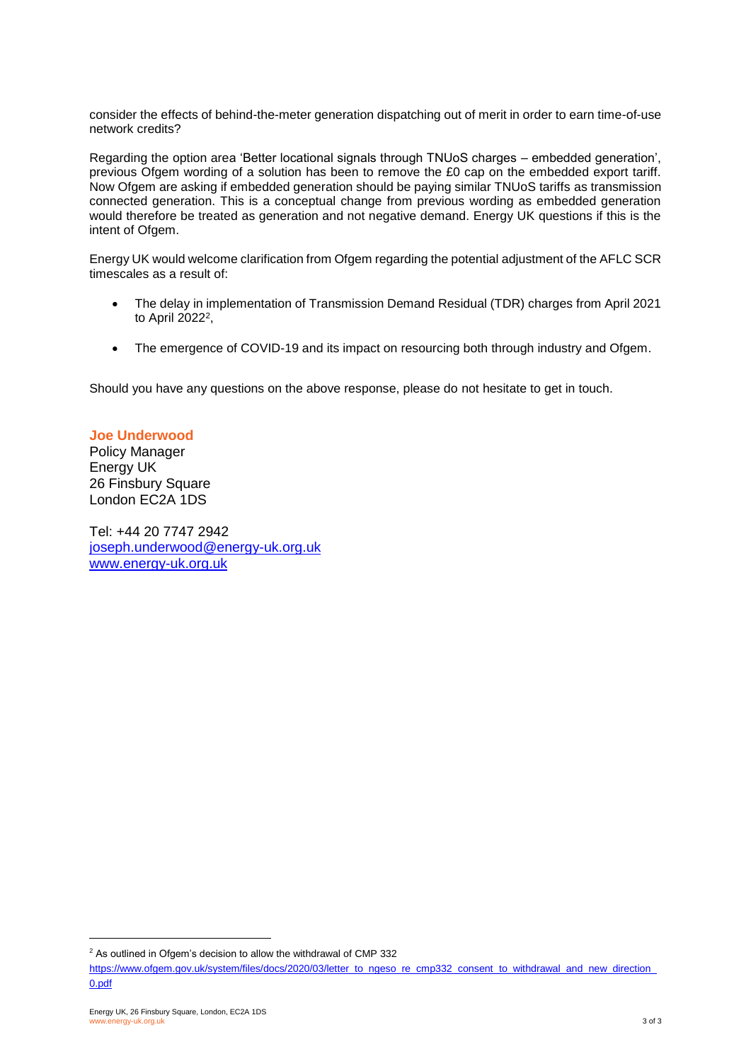consider the effects of behind-the-meter generation dispatching out of merit in order to earn time-of-use network credits?

Regarding the option area 'Better locational signals through TNUoS charges – embedded generation', previous Ofgem wording of a solution has been to remove the £0 cap on the embedded export tariff. Now Ofgem are asking if embedded generation should be paying similar TNUoS tariffs as transmission connected generation. This is a conceptual change from previous wording as embedded generation would therefore be treated as generation and not negative demand. Energy UK questions if this is the intent of Ofgem.

Energy UK would welcome clarification from Ofgem regarding the potential adjustment of the AFLC SCR timescales as a result of:

- The delay in implementation of Transmission Demand Residual (TDR) charges from April 2021 to April 2022[2],
- The emergence of COVID-19 and its impact on resourcing both through industry and Ofgem.

Should you have any questions on the above response, please do not hesitate to get in touch.

**Joe Underwood**
Policy Manager
Energy UK
26 Finsbury Square
London EC2A 1DS

Tel: +44 20 7747 2942
joseph.underwood@energy-uk.org.uk
www.energy-uk.org.uk

[2] As outlined in Ofgem's decision to allow the withdrawal of CMP 332 https://www.ofgem.gov.uk/system/files/docs/2020/03/letter_to_ngeso_re_cmp332_consent_to_withdrawal_and_new_direction_0.pdf